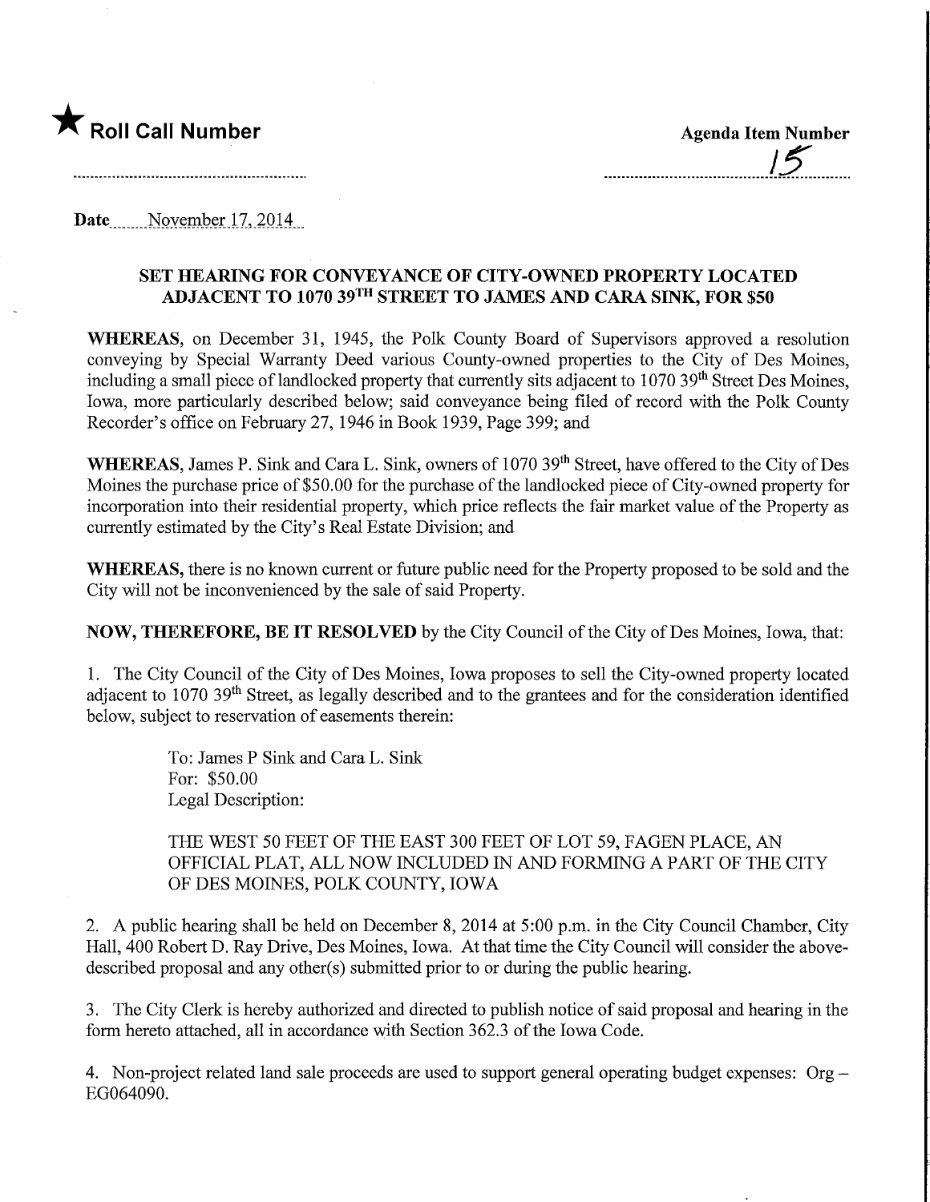★ **Roll Call Number** | **Agenda Item Number** 15

**Date** November 17, 2014

## SET HEARING FOR CONVEYANCE OF CITY-OWNED PROPERTY LOCATED ADJACENT TO 1070 39TH STREET TO JAMES AND CARA SINK, FOR $50

**WHEREAS**, on December 31, 1945, the Polk County Board of Supervisors approved a resolution conveying by Special Warranty Deed various County-owned properties to the City of Des Moines, including a small piece of landlocked property that currently sits adjacent to 1070 39th Street Des Moines, Iowa, more particularly described below; said conveyance being filed of record with the Polk County Recorder's office on February 27, 1946 in Book 1939, Page 399; and

**WHEREAS**, James P. Sink and Cara L. Sink, owners of 1070 39th Street, have offered to the City of Des Moines the purchase price of $50.00 for the purchase of the landlocked piece of City-owned property for incorporation into their residential property, which price reflects the fair market value of the Property as currently estimated by the City's Real Estate Division; and

**WHEREAS,** there is no known current or future public need for the Property proposed to be sold and the City will not be inconvenienced by the sale of said Property.

**NOW, THEREFORE, BE IT RESOLVED** by the City Council of the City of Des Moines, Iowa, that:

1. The City Council of the City of Des Moines, Iowa proposes to sell the City-owned property located adjacent to 1070 39th Street, as legally described and to the grantees and for the consideration identified below, subject to reservation of easements therein:

   To: James P Sink and Cara L. Sink
   For: $50.00
   Legal Description:

   THE WEST 50 FEET OF THE EAST 300 FEET OF LOT 59, FAGEN PLACE, AN OFFICIAL PLAT, ALL NOW INCLUDED IN AND FORMING A PART OF THE CITY OF DES MOINES, POLK COUNTY, IOWA

2. A public hearing shall be held on December 8, 2014 at 5:00 p.m. in the City Council Chamber, City Hall, 400 Robert D. Ray Drive, Des Moines, Iowa. At that time the City Council will consider the above-described proposal and any other(s) submitted prior to or during the public hearing.

3. The City Clerk is hereby authorized and directed to publish notice of said proposal and hearing in the form hereto attached, all in accordance with Section 362.3 of the Iowa Code.

4. Non-project related land sale proceeds are used to support general operating budget expenses: Org – EG064090.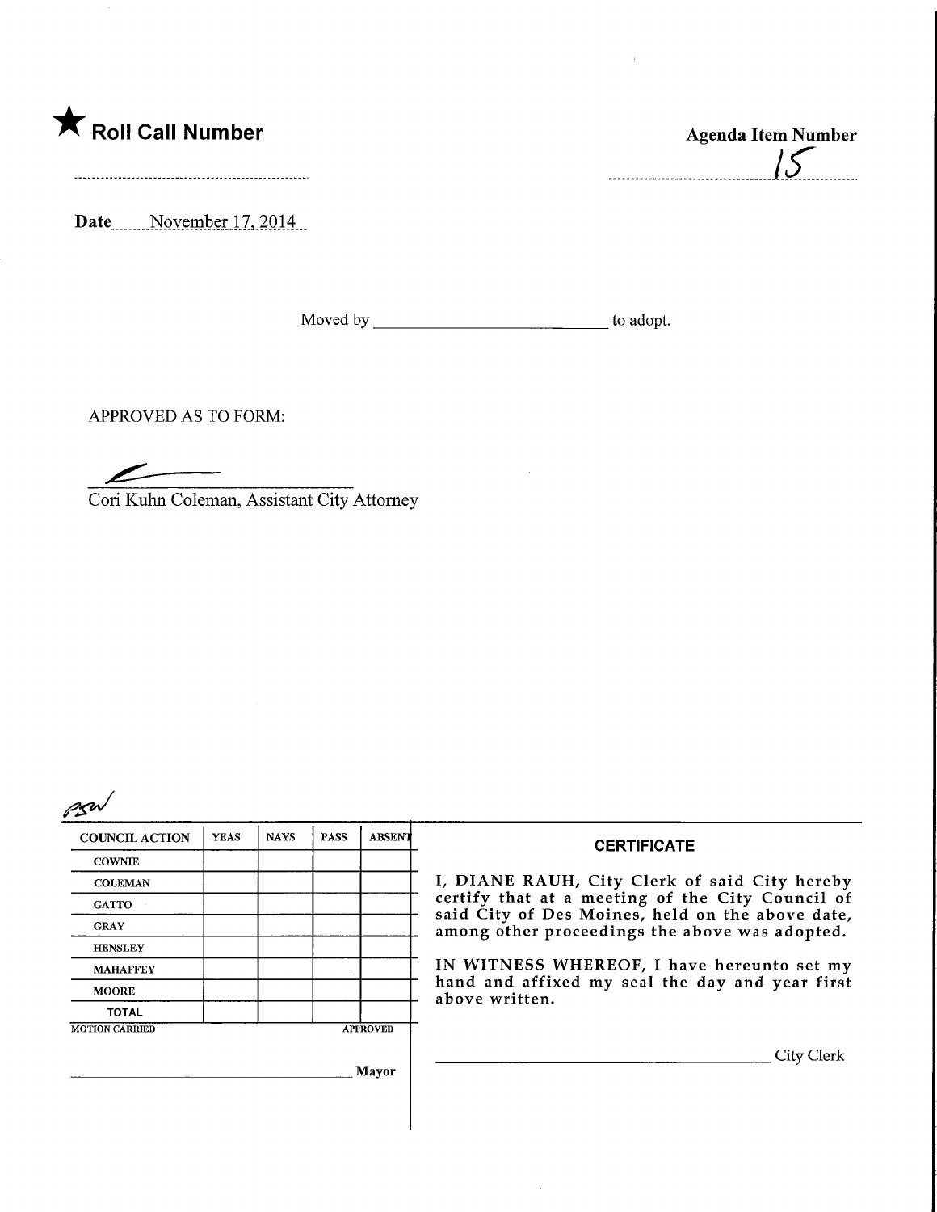★ **Roll Call Number**

**Agenda Item Number**

15

**Date** November 17, 2014

Moved by ______________________ to adopt.

APPROVED AS TO FORM:

Cori Kuhn Coleman, Assistant City Attorney

PSW

| COUNCIL ACTION | YEAS | NAYS | PASS | ABSENT |
|---|---|---|---|---|
| COWNIE | | | | |
| COLEMAN | | | | |
| GATTO | | | | |
| GRAY | | | | |
| HENSLEY | | | | |
| MAHAFFEY | | | | |
| MOORE | | | | |
| TOTAL | | | | |

MOTION CARRIED APPROVED

______________________ Mayor

**CERTIFICATE**

I, DIANE RAUH, City Clerk of said City hereby certify that at a meeting of the City Council of said City of Des Moines, held on the above date, among other proceedings the above was adopted.

IN WITNESS WHEREOF, I have hereunto set my hand and affixed my seal the day and year first above written.

______________________ City Clerk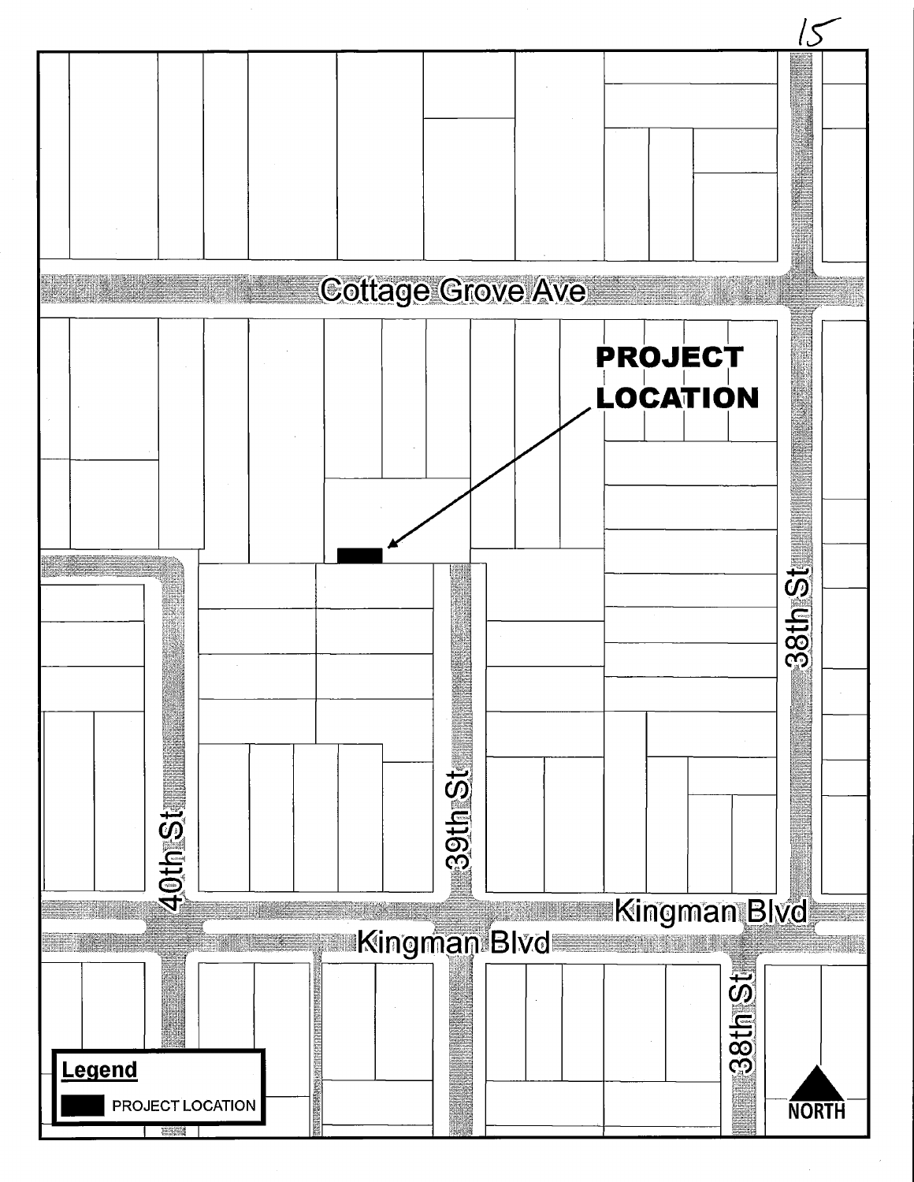15

Cottage Grove Ave

PROJECT LOCATION

40th St

39th St

38th St

Kingman Blvd

Kingman Blvd

38th St

**Legend**

PROJECT LOCATION

NORTH